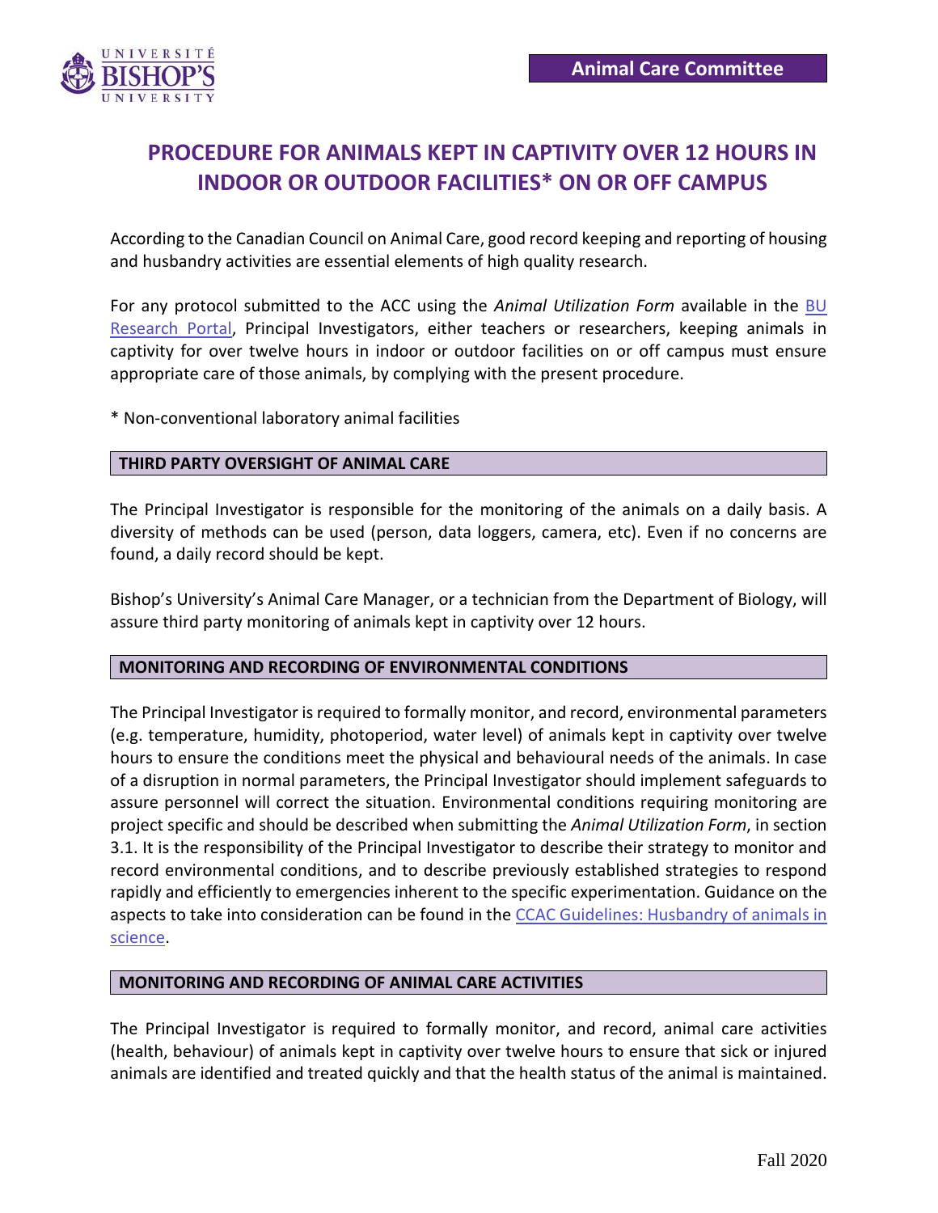**Animal Care Committee**

# PROCEDURE FOR ANIMALS KEPT IN CAPTIVITY OVER 12 HOURS IN INDOOR OR OUTDOOR FACILITIES* ON OR OFF CAMPUS

According to the Canadian Council on Animal Care, good record keeping and reporting of housing and husbandry activities are essential elements of high quality research.

For any protocol submitted to the ACC using the *Animal Utilization Form* available in the BU Research Portal, Principal Investigators, either teachers or researchers, keeping animals in captivity for over twelve hours in indoor or outdoor facilities on or off campus must ensure appropriate care of those animals, by complying with the present procedure.

\* Non-conventional laboratory animal facilities

## THIRD PARTY OVERSIGHT OF ANIMAL CARE

The Principal Investigator is responsible for the monitoring of the animals on a daily basis. A diversity of methods can be used (person, data loggers, camera, etc). Even if no concerns are found, a daily record should be kept.

Bishop's University's Animal Care Manager, or a technician from the Department of Biology, will assure third party monitoring of animals kept in captivity over 12 hours.

## MONITORING AND RECORDING OF ENVIRONMENTAL CONDITIONS

The Principal Investigator is required to formally monitor, and record, environmental parameters (e.g. temperature, humidity, photoperiod, water level) of animals kept in captivity over twelve hours to ensure the conditions meet the physical and behavioural needs of the animals. In case of a disruption in normal parameters, the Principal Investigator should implement safeguards to assure personnel will correct the situation. Environmental conditions requiring monitoring are project specific and should be described when submitting the *Animal Utilization Form*, in section 3.1. It is the responsibility of the Principal Investigator to describe their strategy to monitor and record environmental conditions, and to describe previously established strategies to respond rapidly and efficiently to emergencies inherent to the specific experimentation. Guidance on the aspects to take into consideration can be found in the CCAC Guidelines: Husbandry of animals in science.

## MONITORING AND RECORDING OF ANIMAL CARE ACTIVITIES

The Principal Investigator is required to formally monitor, and record, animal care activities (health, behaviour) of animals kept in captivity over twelve hours to ensure that sick or injured animals are identified and treated quickly and that the health status of the animal is maintained.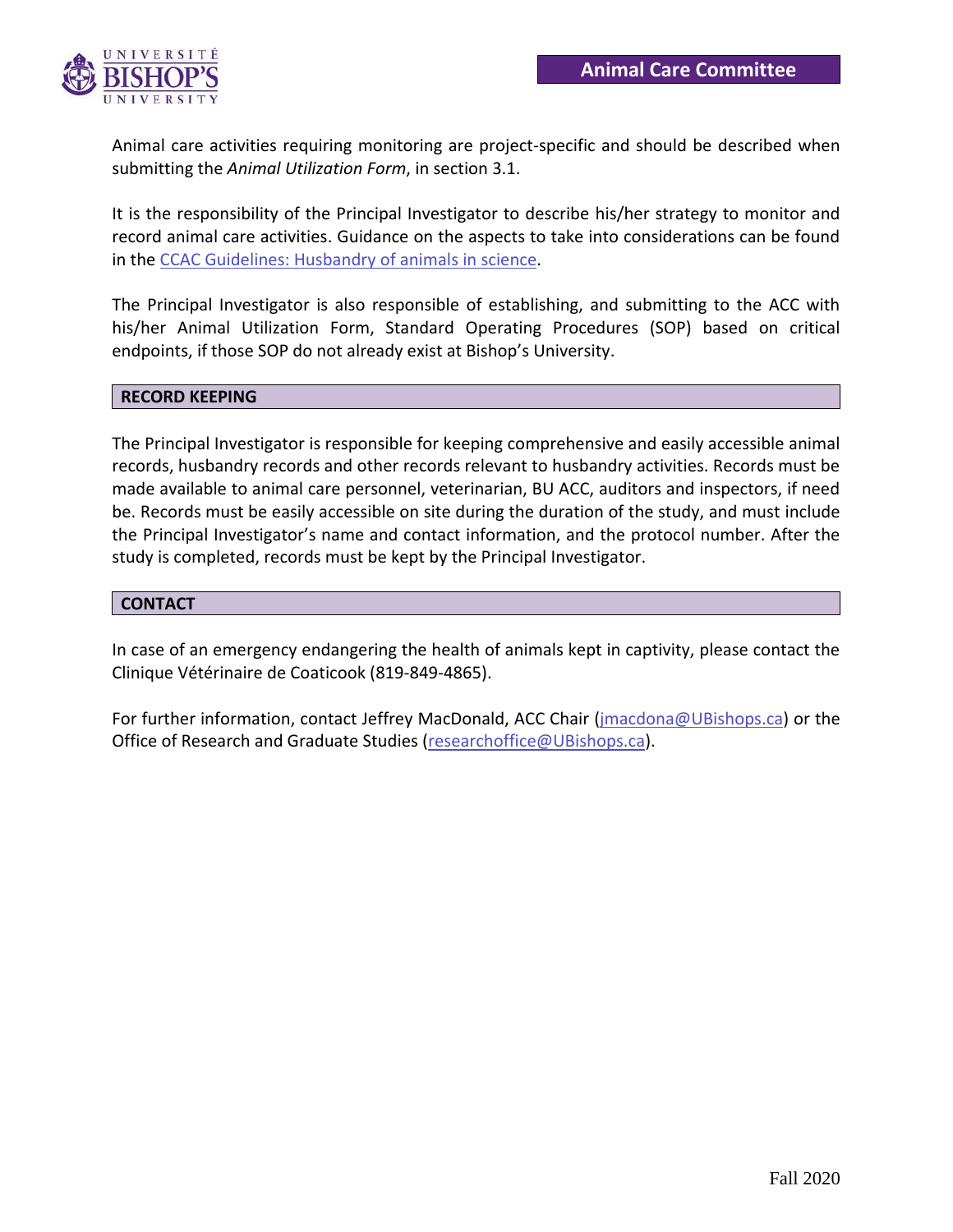Animal care activities requiring monitoring are project-specific and should be described when submitting the *Animal Utilization Form*, in section 3.1.

It is the responsibility of the Principal Investigator to describe his/her strategy to monitor and record animal care activities. Guidance on the aspects to take into considerations can be found in the [CCAC Guidelines: Husbandry of animals in science](CCAC Guidelines: Husbandry of animals in science).

The Principal Investigator is also responsible of establishing, and submitting to the ACC with his/her Animal Utilization Form, Standard Operating Procedures (SOP) based on critical endpoints, if those SOP do not already exist at Bishop's University.

## RECORD KEEPING

The Principal Investigator is responsible for keeping comprehensive and easily accessible animal records, husbandry records and other records relevant to husbandry activities. Records must be made available to animal care personnel, veterinarian, BU ACC, auditors and inspectors, if need be. Records must be easily accessible on site during the duration of the study, and must include the Principal Investigator's name and contact information, and the protocol number. After the study is completed, records must be kept by the Principal Investigator.

## CONTACT

In case of an emergency endangering the health of animals kept in captivity, please contact the Clinique Vétérinaire de Coaticook (819-849-4865).

For further information, contact Jeffrey MacDonald, ACC Chair (jmacdona@UBishops.ca) or the Office of Research and Graduate Studies (researchoffice@UBishops.ca).

Fall 2020